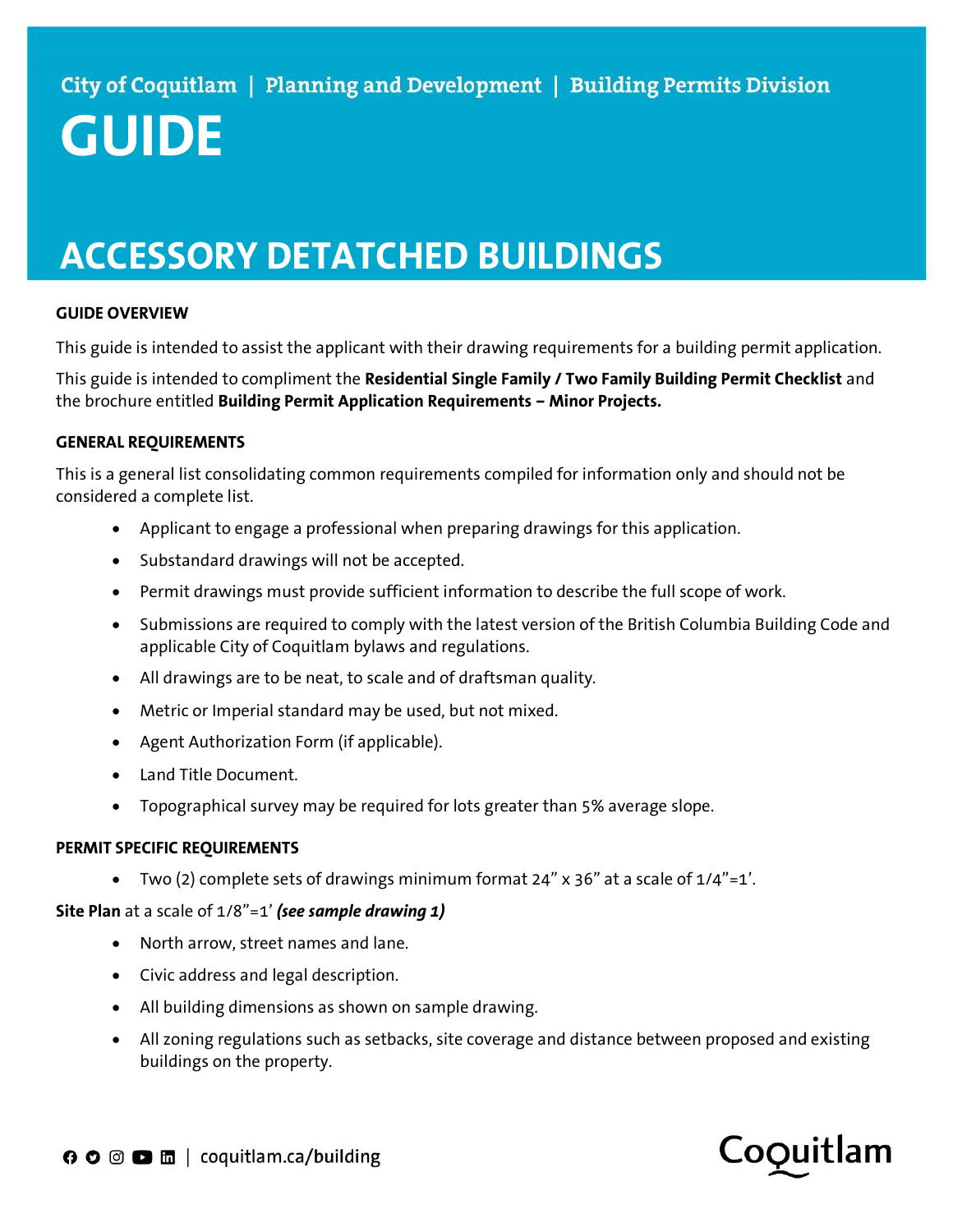City of Coquitlam | Planning and Development | Building Permits Division

# GUIDE

# ACCESSORY DETATCHED BUILDINGS

**GUIDE OVERVIEW**

This guide is intended to assist the applicant with their drawing requirements for a building permit application.

This guide is intended to compliment the **Residential Single Family / Two Family Building Permit Checklist** and the brochure entitled **Building Permit Application Requirements – Minor Projects.**

**GENERAL REQUIREMENTS**

This is a general list consolidating common requirements compiled for information only and should not be considered a complete list.

- Applicant to engage a professional when preparing drawings for this application.
- Substandard drawings will not be accepted.
- Permit drawings must provide sufficient information to describe the full scope of work.
- Submissions are required to comply with the latest version of the British Columbia Building Code and applicable City of Coquitlam bylaws and regulations.
- All drawings are to be neat, to scale and of draftsman quality.
- Metric or Imperial standard may be used, but not mixed.
- Agent Authorization Form (if applicable).
- Land Title Document.
- Topographical survey may be required for lots greater than 5% average slope.

**PERMIT SPECIFIC REQUIREMENTS**

- Two (2) complete sets of drawings minimum format 24" x 36" at a scale of 1/4"=1'.

**Site Plan** at a scale of 1/8"=1' ***(see sample drawing 1)***

- North arrow, street names and lane.
- Civic address and legal description.
- All building dimensions as shown on sample drawing.
- All zoning regulations such as setbacks, site coverage and distance between proposed and existing buildings on the property.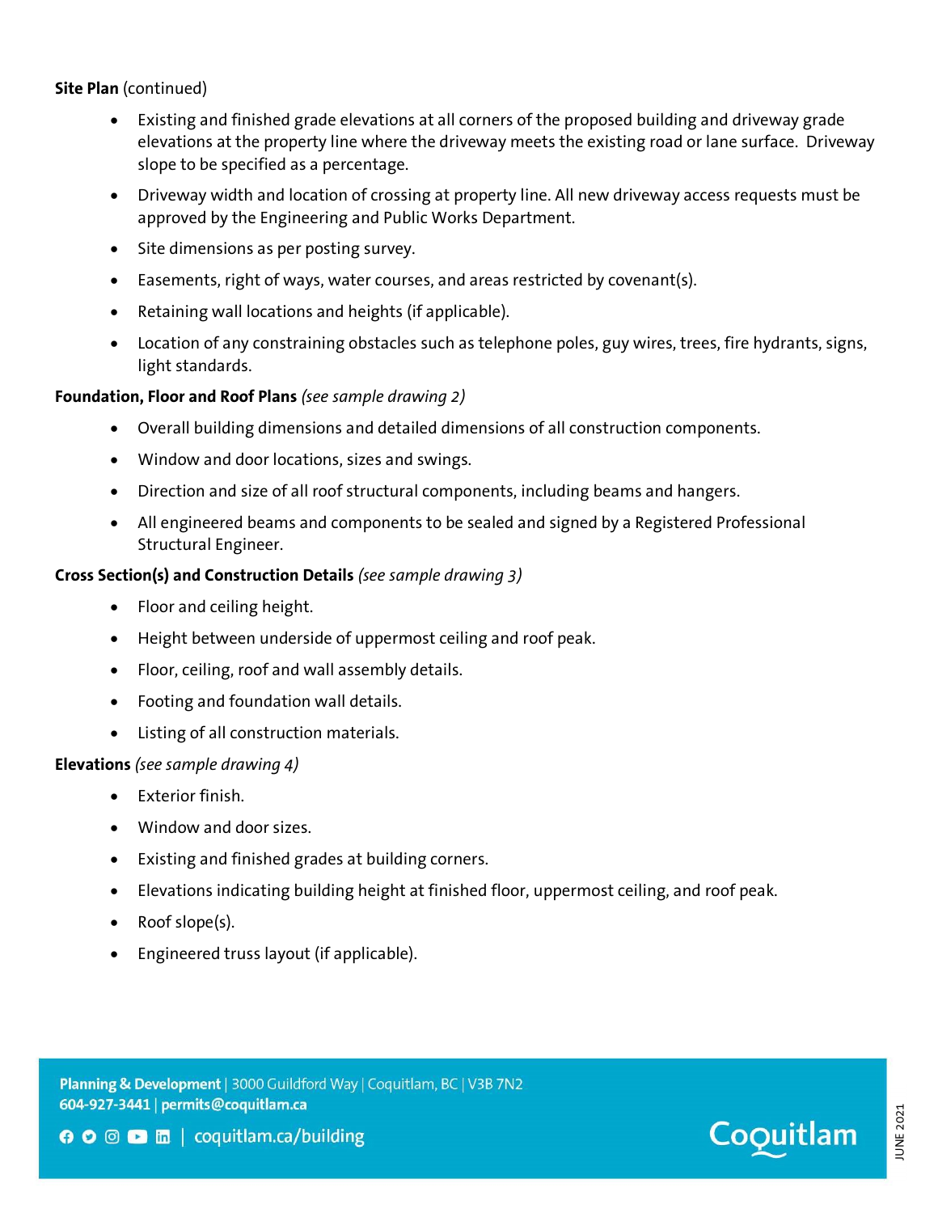**Site Plan** (continued)

- Existing and finished grade elevations at all corners of the proposed building and driveway grade elevations at the property line where the driveway meets the existing road or lane surface. Driveway slope to be specified as a percentage.
- Driveway width and location of crossing at property line. All new driveway access requests must be approved by the Engineering and Public Works Department.
- Site dimensions as per posting survey.
- Easements, right of ways, water courses, and areas restricted by covenant(s).
- Retaining wall locations and heights (if applicable).
- Location of any constraining obstacles such as telephone poles, guy wires, trees, fire hydrants, signs, light standards.

**Foundation, Floor and Roof Plans** *(see sample drawing 2)*

- Overall building dimensions and detailed dimensions of all construction components.
- Window and door locations, sizes and swings.
- Direction and size of all roof structural components, including beams and hangers.
- All engineered beams and components to be sealed and signed by a Registered Professional Structural Engineer.

**Cross Section(s) and Construction Details** *(see sample drawing 3)*

- Floor and ceiling height.
- Height between underside of uppermost ceiling and roof peak.
- Floor, ceiling, roof and wall assembly details.
- Footing and foundation wall details.
- Listing of all construction materials.

**Elevations** *(see sample drawing 4)*

- Exterior finish.
- Window and door sizes.
- Existing and finished grades at building corners.
- Elevations indicating building height at finished floor, uppermost ceiling, and roof peak.
- Roof slope(s).
- Engineered truss layout (if applicable).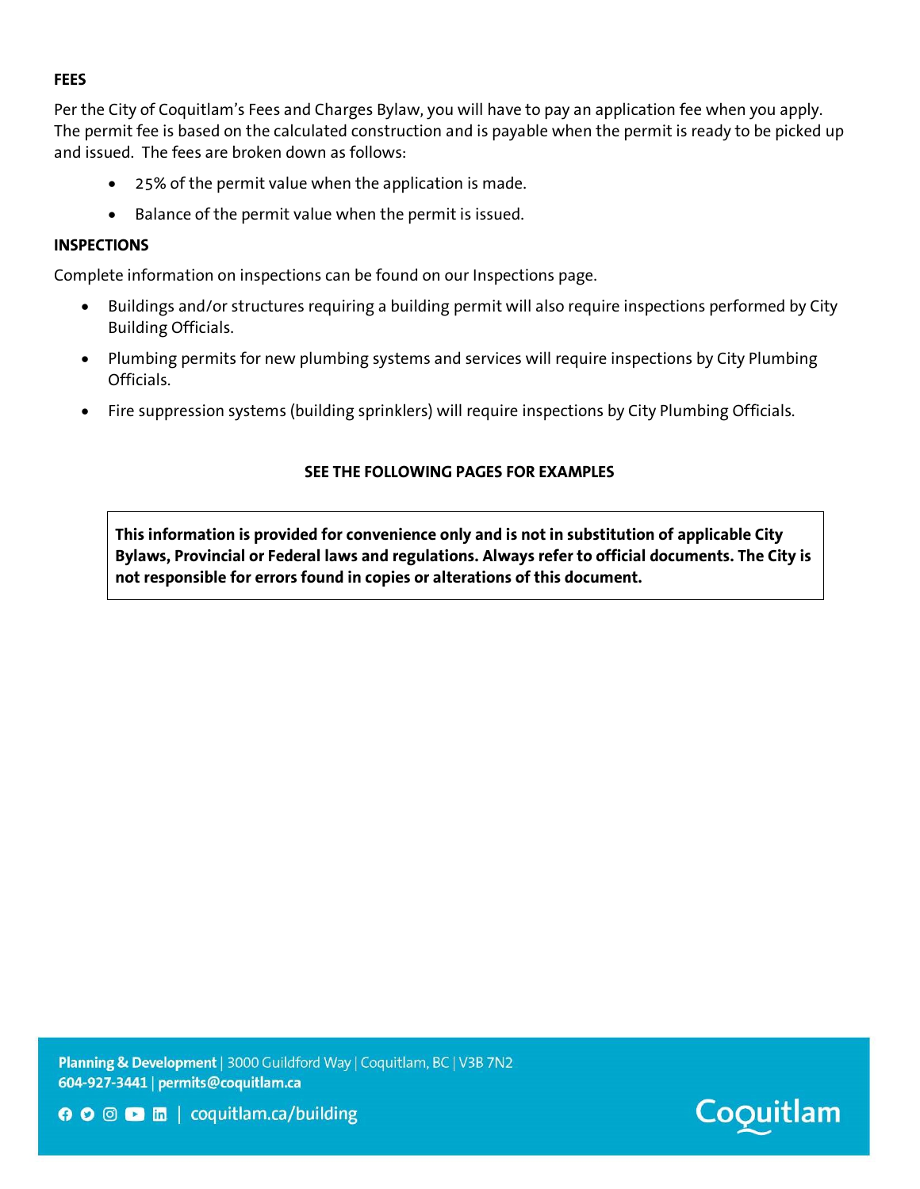**FEES**

Per the City of Coquitlam's Fees and Charges Bylaw, you will have to pay an application fee when you apply. The permit fee is based on the calculated construction and is payable when the permit is ready to be picked up and issued. The fees are broken down as follows:

- 25% of the permit value when the application is made.
- Balance of the permit value when the permit is issued.

**INSPECTIONS**

Complete information on inspections can be found on our Inspections page.

- Buildings and/or structures requiring a building permit will also require inspections performed by City Building Officials.
- Plumbing permits for new plumbing systems and services will require inspections by City Plumbing Officials.
- Fire suppression systems (building sprinklers) will require inspections by City Plumbing Officials.

**SEE THE FOLLOWING PAGES FOR EXAMPLES**

**This information is provided for convenience only and is not in substitution of applicable City Bylaws, Provincial or Federal laws and regulations. Always refer to official documents. The City is not responsible for errors found in copies or alterations of this document.**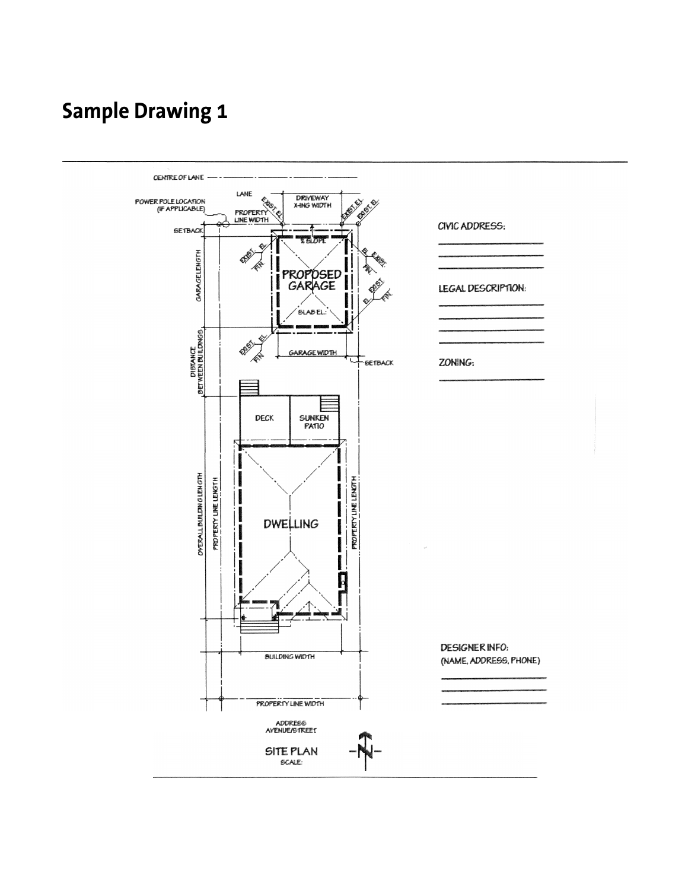## Sample Drawing 1

CENTRE OF LANE

LANE

POWER POLE LOCATION (IF APPLICABLE)

PROPERTY LINE WIDTH

DRIVEWAY X-ING WIDTH

EXIST. EL.

SETBACK

GARAGE LENGTH

PROPOSED GARAGE

SLOPE

SLAB EL.

FIN.

GARAGE WIDTH

SETBACK

DISTANCE BETWEEN BUILDINGS

DECK

SUNKEN PATIO

DWELLING

OVERALL BUILDING LENGTH

PROPERTY LINE LENGTH

BUILDING WIDTH

PROPERTY LINE WIDTH

ADDRESS AVENUE/STREET

SITE PLAN

SCALE:

N

CIVIC ADDRESS:

LEGAL DESCRIPTION:

ZONING:

DESIGNER INFO: (NAME, ADDRESS, PHONE)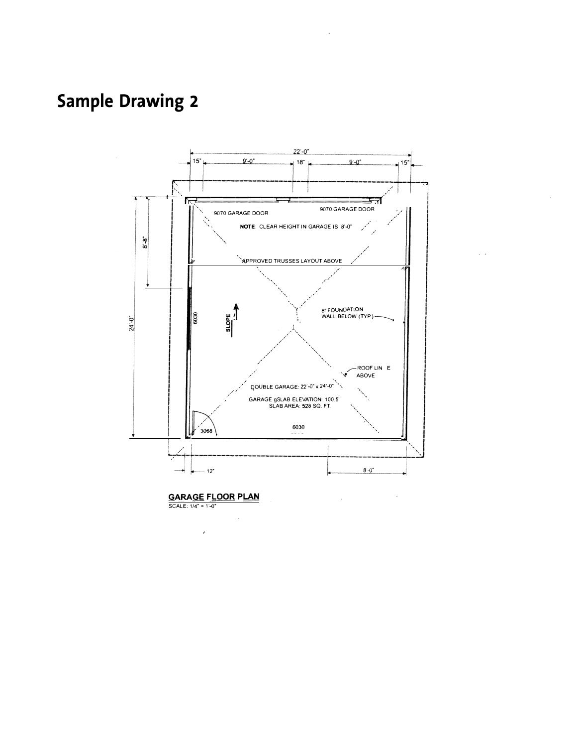# Sample Drawing 2

22'-0"

15" 9'-0" 18" 9'-0" 15"

9070 GARAGE DOOR

9070 GARAGE DOOR

**NOTE**: CLEAR HEIGHT IN GARAGE IS 8'-0"

APPROVED TRUSSES LAYOUT ABOVE

8'-8"

24'-0"

6030

SLOPE

8" FOUNDATION WALL BELOW (TYP.)

ROOF LIN E ABOVE

DOUBLE GARAGE: 22'-0" x 24'-0"

GARAGE gSLAB ELEVATION: 100.5'

SLAB AREA: **528** SQ. FT.

3068

6030

12"

8'-0"

**GARAGE FLOOR PLAN**

SCALE: 1/4" = 1'-0"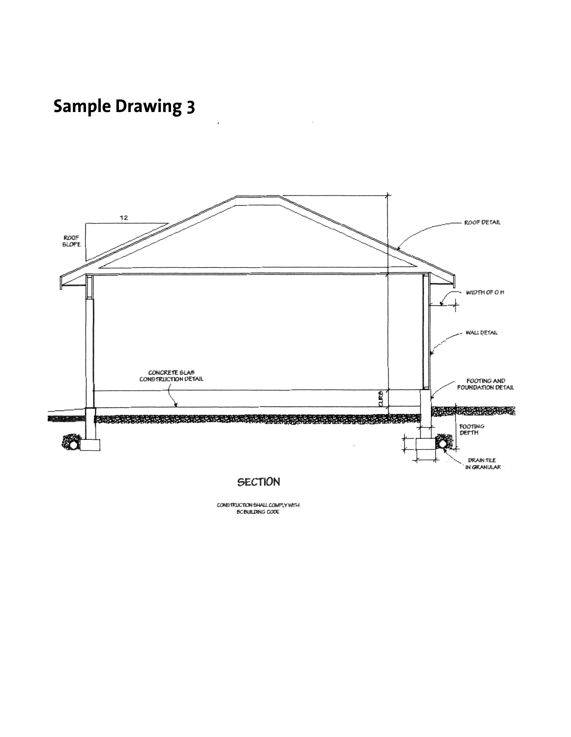# Sample Drawing 3

ROOF SLOPE

12

ROOF DETAIL

WIDTH OF O H

WALL DETAIL

CONCRETE SLAB CONSTRUCTION DETAIL

CURB

FOOTING AND FOUNDATION DETAIL

FOOTING DEPTH

DRAIN TILE IN GRANULAR

SECTION

CONSTRUCTION SHALL COMPLY WITH BC BUILDING CODE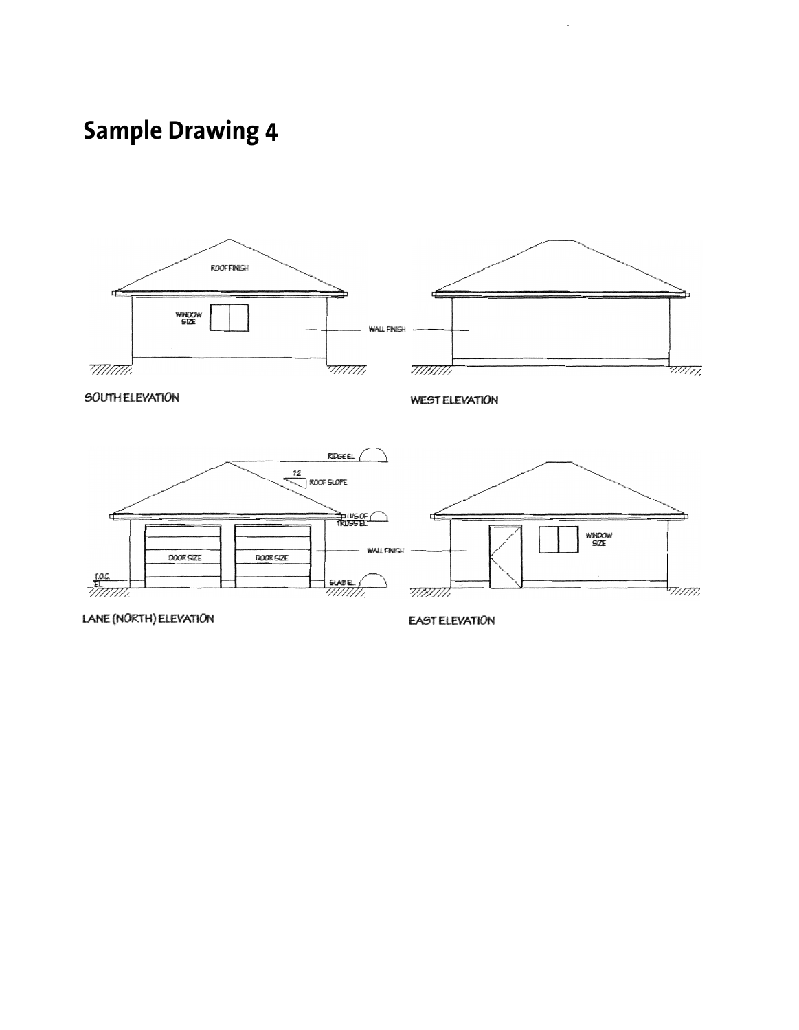# Sample Drawing 4

ROOF FINISH

WINDOW SIZE

WALL FINISH

SOUTH ELEVATION

WEST ELEVATION

RIDGE EL

12

ROOF SLOPE

U/S OF TRUSS EL

DOOR SIZE

DOOR SIZE

WALL FINISH

T.O.C. EL

SLAB EL

WINDOW SIZE

LANE (NORTH) ELEVATION

EAST ELEVATION